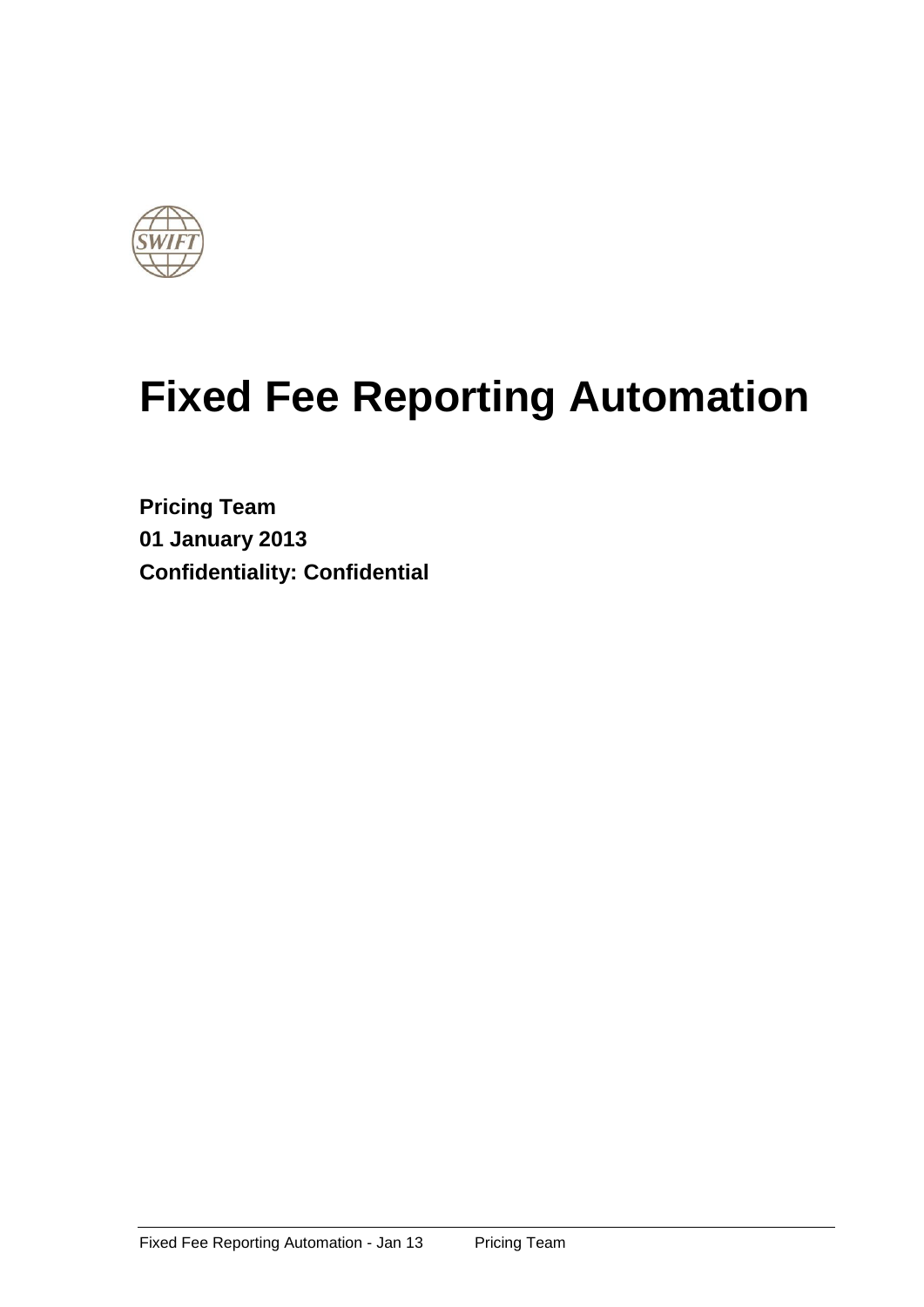# Fixed Fee Reporting Automation

**Pricing Team**

**01 January 2013**

**Confidentiality: Confidential**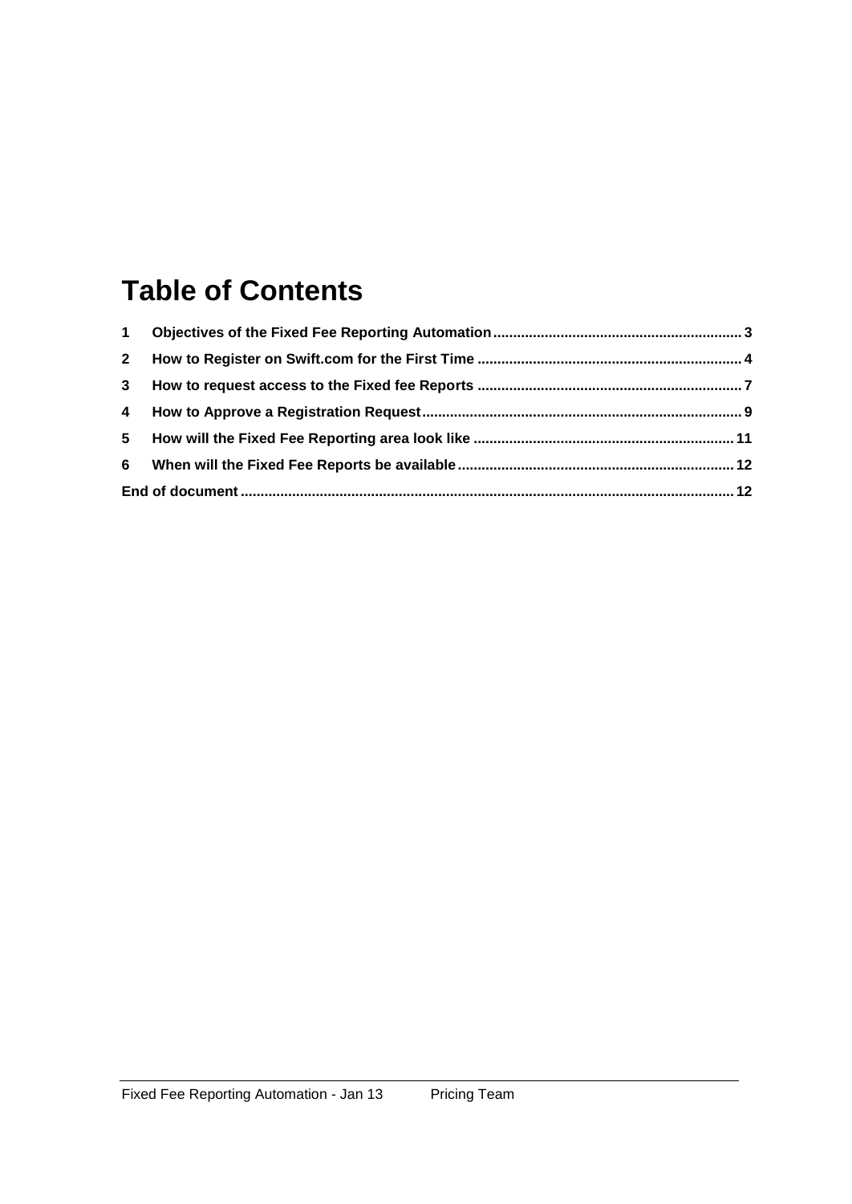# Table of Contents

| | | |
|---|---|---|
| 1 | Objectives of the Fixed Fee Reporting Automation | 3 |
| 2 | How to Register on Swift.com for the First Time | 4 |
| 3 | How to request access to the Fixed fee Reports | 7 |
| 4 | How to Approve a Registration Request | 9 |
| 5 | How will the Fixed Fee Reporting area look like | 11 |
| 6 | When will the Fixed Fee Reports be available | 12 |
| End of document | | 12 |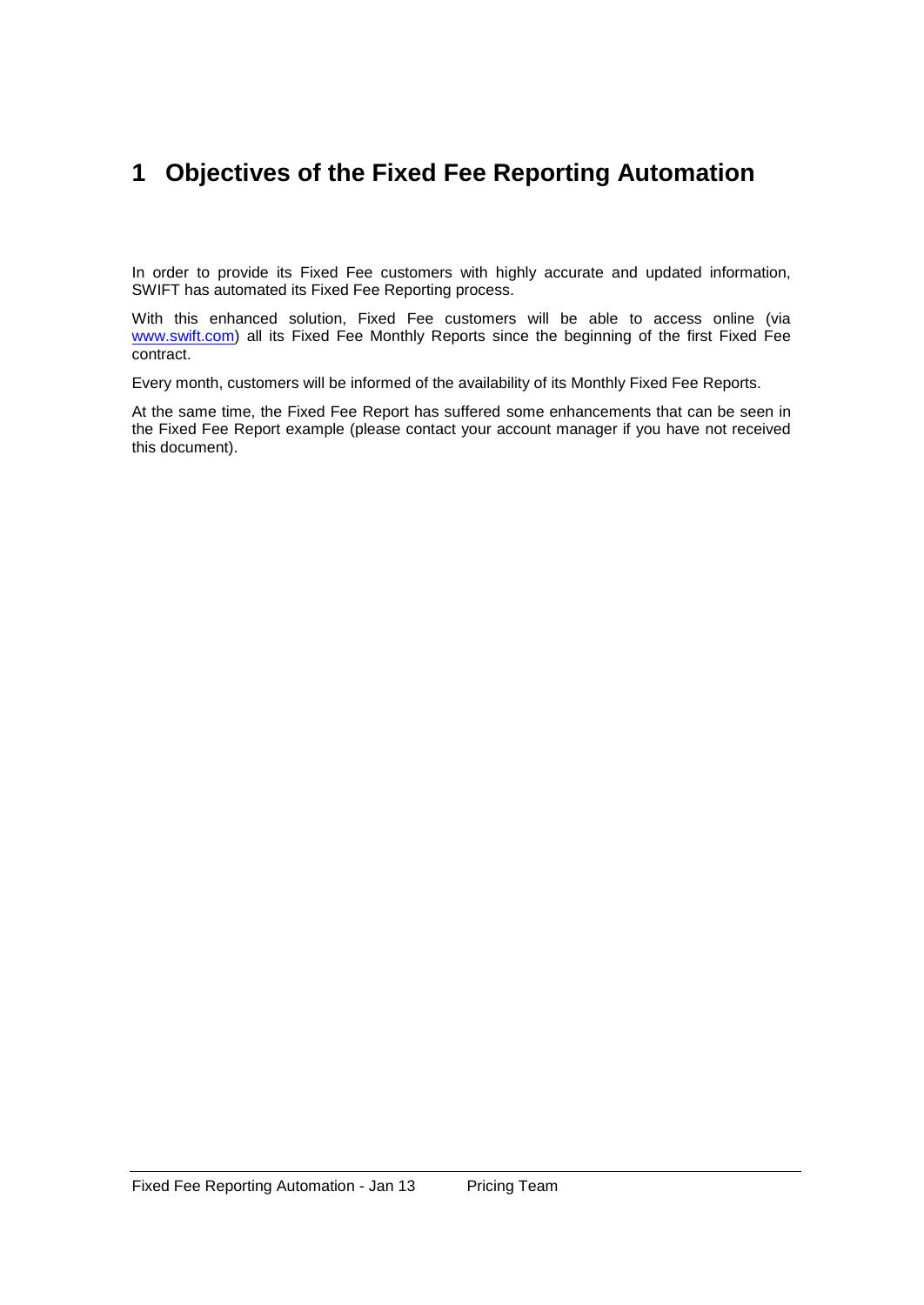# 1 Objectives of the Fixed Fee Reporting Automation

In order to provide its Fixed Fee customers with highly accurate and updated information, SWIFT has automated its Fixed Fee Reporting process.

With this enhanced solution, Fixed Fee customers will be able to access online (via www.swift.com) all its Fixed Fee Monthly Reports since the beginning of the first Fixed Fee contract.

Every month, customers will be informed of the availability of its Monthly Fixed Fee Reports.

At the same time, the Fixed Fee Report has suffered some enhancements that can be seen in the Fixed Fee Report example (please contact your account manager if you have not received this document).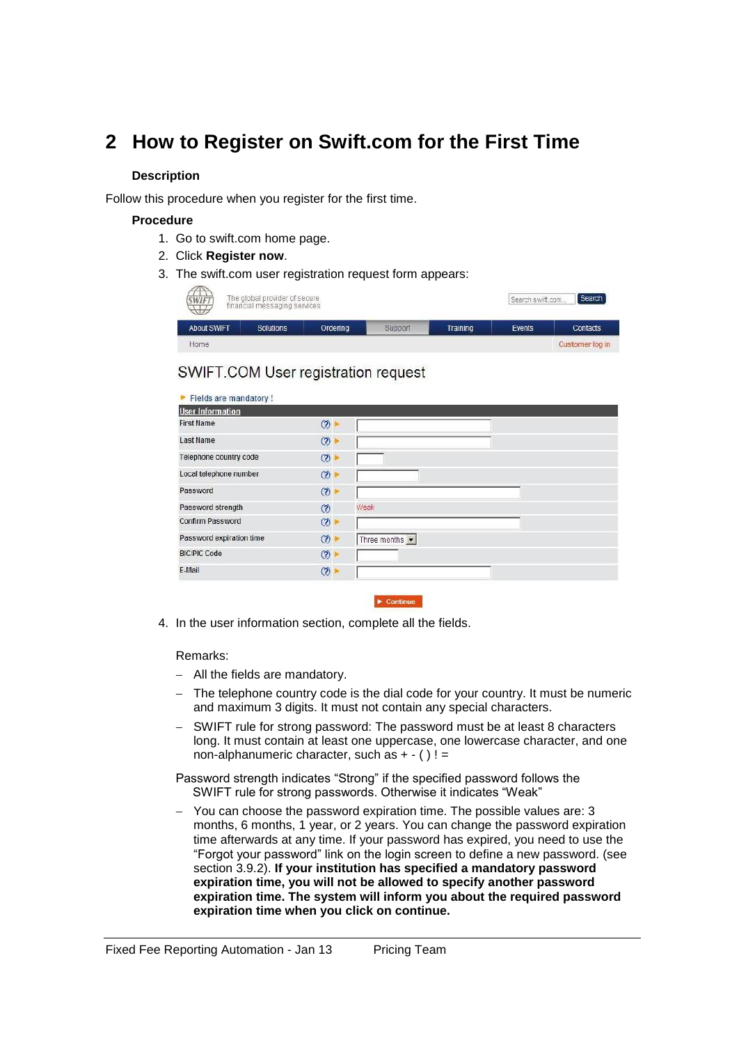# 2 How to Register on Swift.com for the First Time

### Description

Follow this procedure when you register for the first time.

### Procedure

1. Go to swift.com home page.
2. Click **Register now**.
3. The swift.com user registration request form appears:

SWIFT.COM User registration request

Fields are mandatory !

| User Information | |
|---|---|
| First Name | |
| Last Name | |
| Telephone country code | |
| Local telephone number | |
| Password | |
| Password strength | Weak |
| Confirm Password | |
| Password expiration time | Three months |
| BIC/PIC Code | |
| E-Mail | |

Continue

4. In the user information section, complete all the fields.

Remarks:

- All the fields are mandatory.
- The telephone country code is the dial code for your country. It must be numeric and maximum 3 digits. It must not contain any special characters.
- SWIFT rule for strong password: The password must be at least 8 characters long. It must contain at least one uppercase, one lowercase character, and one non-alphanumeric character, such as + - ( ) ! =

Password strength indicates "Strong" if the specified password follows the SWIFT rule for strong passwords. Otherwise it indicates "Weak"

- You can choose the password expiration time. The possible values are: 3 months, 6 months, 1 year, or 2 years. You can change the password expiration time afterwards at any time. If your password has expired, you need to use the "Forgot your password" link on the login screen to define a new password. (see section 3.9.2). **If your institution has specified a mandatory password expiration time, you will not be allowed to specify another password expiration time. The system will inform you about the required password expiration time when you click on continue.**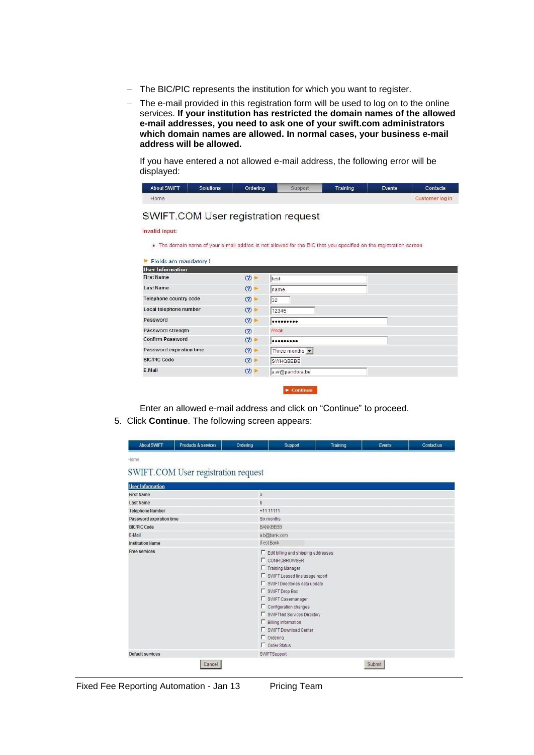- The BIC/PIC represents the institution for which you want to register.
- The e-mail provided in this registration form will be used to log on to the online services. **If your institution has restricted the domain names of the allowed e-mail addresses, you need to ask one of your swift.com administrators which domain names are allowed. In normal cases, your business e-mail address will be allowed.**

  If you have entered a not allowed e-mail address, the following error will be displayed:

About SWIFT | Solutions | Ordering | Support | Training | Events | Contacts

Home — Customer log in

SWIFT.COM User registration request

Invalid input:

- The domain name of your e-mail addres is not allowed for the BIC that you specified on the registration screen

► Fields are mandatory !

| User Information | |
|---|---|
| First Name | test |
| Last Name | name |
| Telephone country code | 32 |
| Local telephone number | 12345 |
| Password | ••••••••• |
| Password strength | Weak |
| Confirm Password | ••••••••• |
| Password expiration time | Three months |
| BIC/PIC Code | SWHQBEBB |
| E-Mail | a.w@pandora.be |

► Continue

  Enter an allowed e-mail address and click on “Continue” to proceed.

5. Click **Continue**. The following screen appears:

About SWIFT | Products & services | Ordering | Support | Training | Events | Contact us

Home

SWIFT.COM User registration request

| User Information | |
|---|---|
| First Name | a |
| Last Name | b |
| Telephone Number | +11 11111 |
| Password expiration time | Six months |
| BIC/PIC Code | BANKBEBB |
| E-Mail | a.b@bank.com |
| Institution Name | Test Bank |
| Free services | Edit billing and shipping addresses<br>CONFIGBROWSER<br>Training Manager<br>SWIFT Leased line usage report<br>SWIFTDirectories data update<br>SWIFT Drop Box<br>SWIFT Casemanager<br>Configuration changes<br>SWIFTNet Services Directory<br>Billing information<br>SWIFT Download Center<br>Ordering<br>Order Status |
| Default services | SWIFTSupport |

Cancel — Submit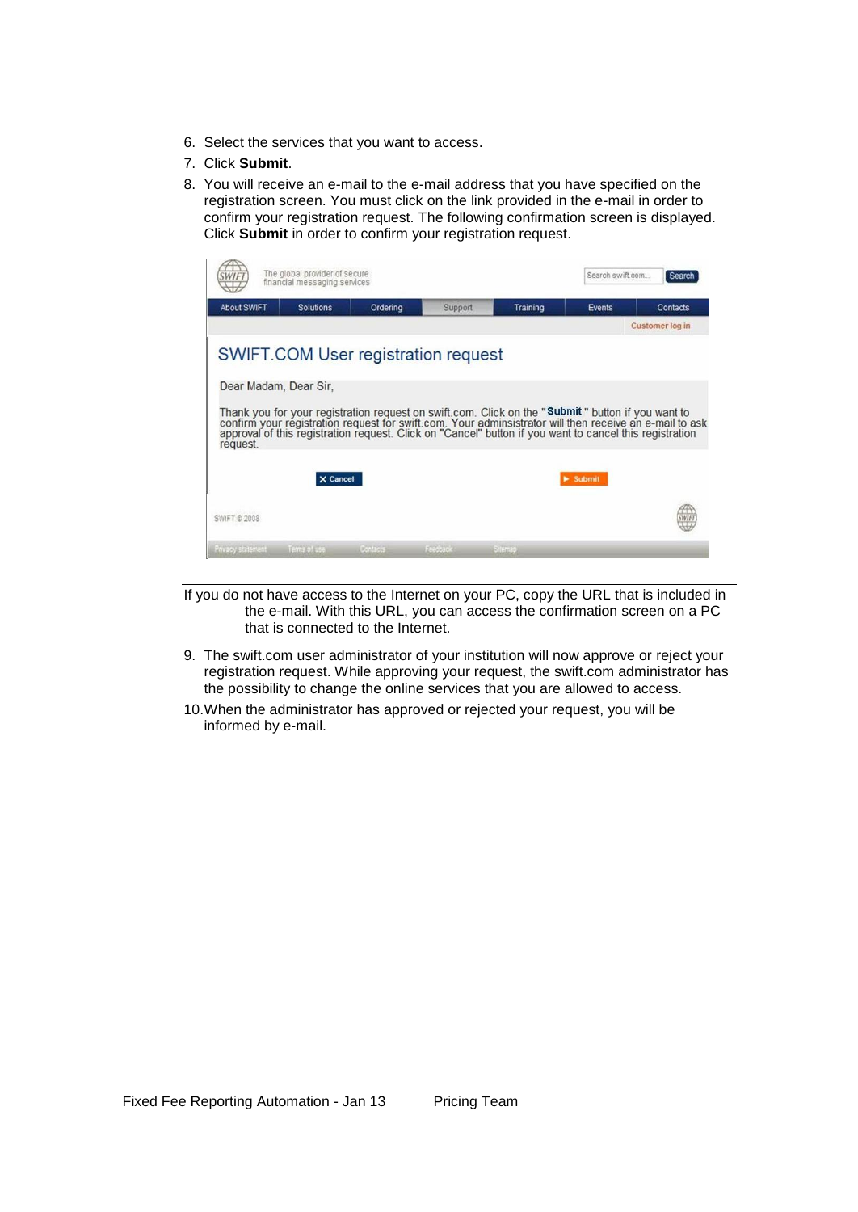6. Select the services that you want to access.
7. Click **Submit**.
8. You will receive an e-mail to the e-mail address that you have specified on the registration screen. You must click on the link provided in the e-mail in order to confirm your registration request. The following confirmation screen is displayed. Click **Submit** in order to confirm your registration request.

The global provider of secure financial messaging services

About SWIFT | Solutions | Ordering | Support | Training | Events | Contacts

Customer log in

SWIFT.COM User registration request

Dear Madam, Dear Sir,

Thank you for your registration request on swift.com. Click on the "**Submit**" button if you want to confirm your registration request for swift.com. Your adminsistrator will then receive an e-mail to ask approval of this registration request. Click on "Cancel" button if you want to cancel this registration request.

Cancel | Submit

SWIFT © 2008

---

If you do not have access to the Internet on your PC, copy the URL that is included in the e-mail. With this URL, you can access the confirmation screen on a PC that is connected to the Internet.

---

9. The swift.com user administrator of your institution will now approve or reject your registration request. While approving your request, the swift.com administrator has the possibility to change the online services that you are allowed to access.
10. When the administrator has approved or rejected your request, you will be informed by e-mail.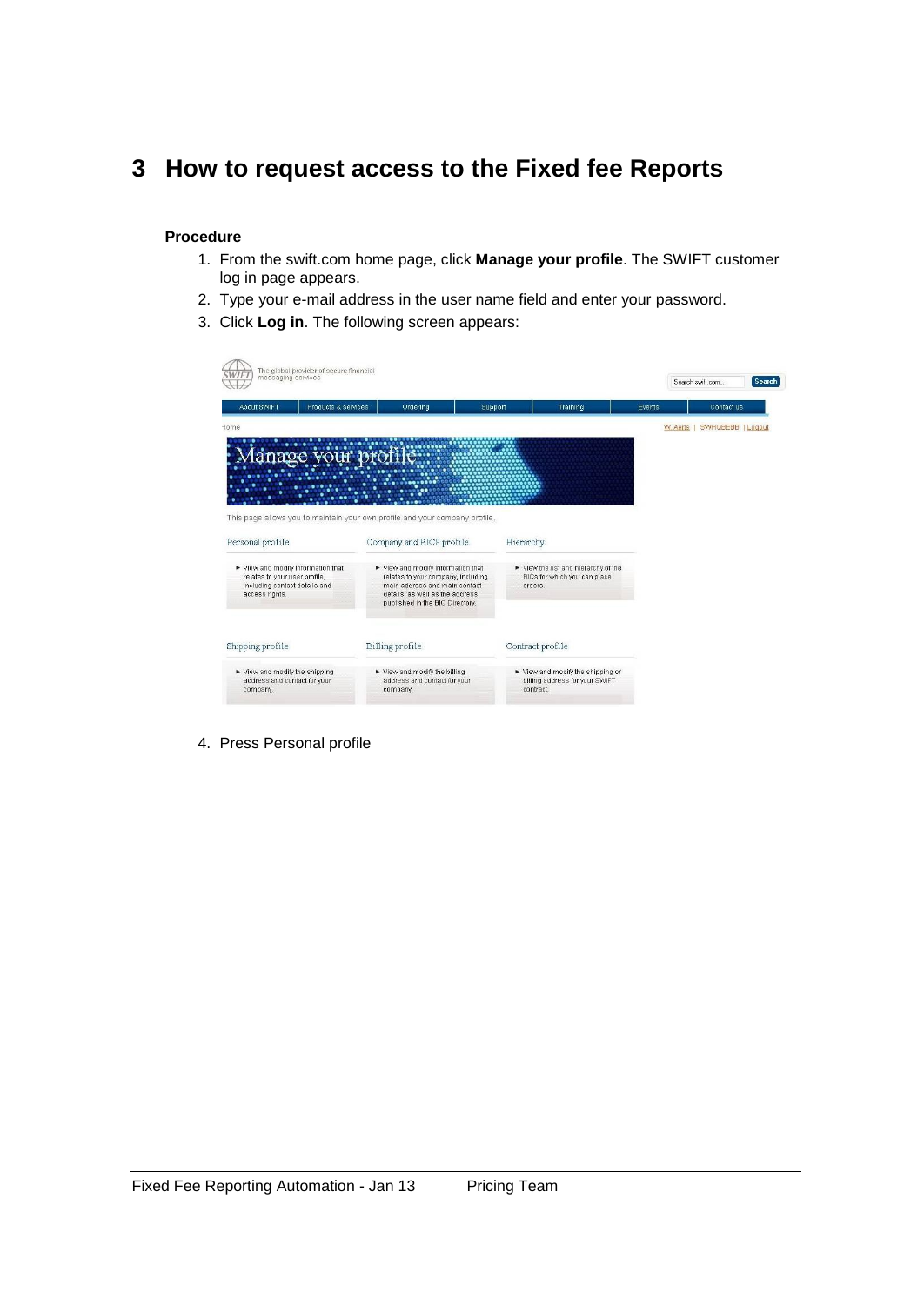# 3 How to request access to the Fixed fee Reports

**Procedure**

1. From the swift.com home page, click **Manage your profile**. The SWIFT customer log in page appears.
2. Type your e-mail address in the user name field and enter your password.
3. Click **Log in**. The following screen appears:

4. Press Personal profile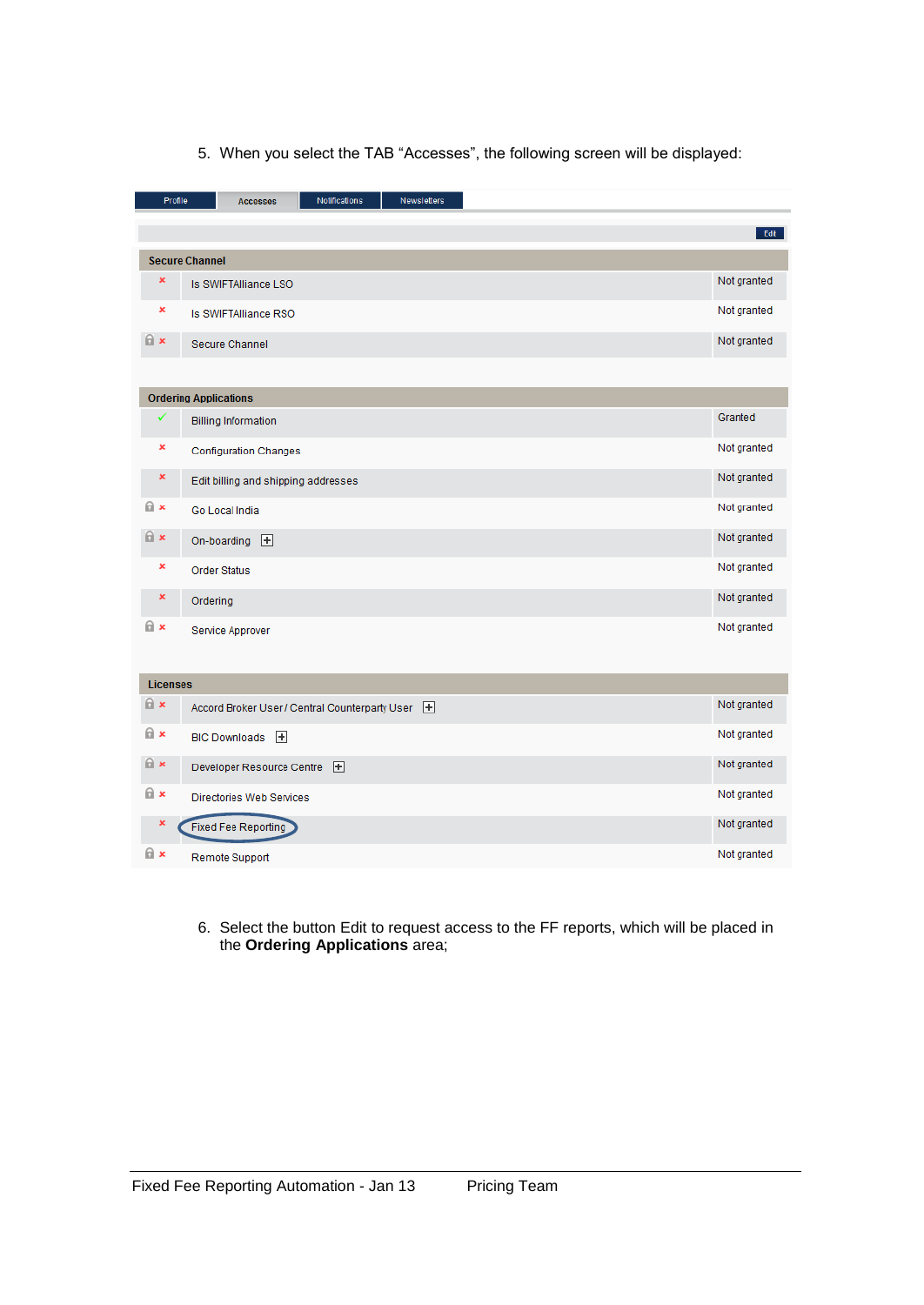5. When you select the TAB “Accesses”, the following screen will be displayed:

Profile | Accesses | Notifications | Newsletters

Edit

| Secure Channel | | |
|---|---|---|
| × | Is SWIFTAlliance LSO | Not granted |
| × | Is SWIFTAlliance RSO | Not granted |
| × | Secure Channel | Not granted |

| Ordering Applications | | |
|---|---|---|
| ✓ | Billing Information | Granted |
| × | Configuration Changes | Not granted |
| × | Edit billing and shipping addresses | Not granted |
| × | Go Local India | Not granted |
| × | On-boarding | Not granted |
| × | Order Status | Not granted |
| × | Ordering | Not granted |
| × | Service Approver | Not granted |

| Licenses | | |
|---|---|---|
| × | Accord Broker User / Central Counterparty User | Not granted |
| × | BIC Downloads | Not granted |
| × | Developer Resource Centre | Not granted |
| × | Directories Web Services | Not granted |
| × | Fixed Fee Reporting | Not granted |
| × | Remote Support | Not granted |

6. Select the button Edit to request access to the FF reports, which will be placed in the **Ordering Applications** area;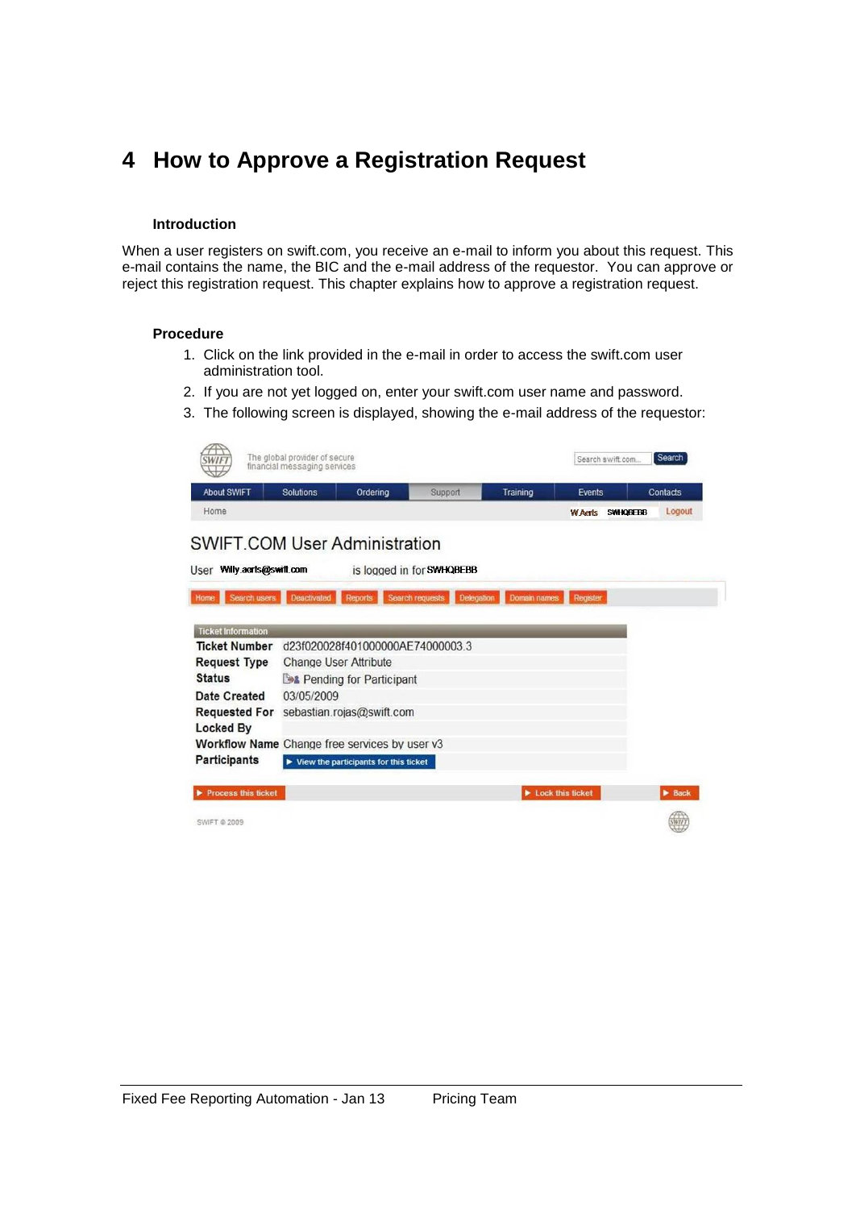# 4 How to Approve a Registration Request

### Introduction

When a user registers on swift.com, you receive an e-mail to inform you about this request. This e-mail contains the name, the BIC and the e-mail address of the requestor. You can approve or reject this registration request. This chapter explains how to approve a registration request.

### Procedure

1. Click on the link provided in the e-mail in order to access the swift.com user administration tool.
2. If you are not yet logged on, enter your swift.com user name and password.
3. The following screen is displayed, showing the e-mail address of the requestor:

SWIFT.COM User Administration

User Willy.aerts@swift.com is logged in for SWHQBEBB

| Ticket Information | |
|---|---|
| Ticket Number | d23f020028f401000000AE74000003.3 |
| Request Type | Change User Attribute |
| Status | Pending for Participant |
| Date Created | 03/05/2009 |
| Requested For | sebastian.rojas@swift.com |
| Locked By | |
| Workflow Name | Change free services by user v3 |
| Participants | View the participants for this ticket |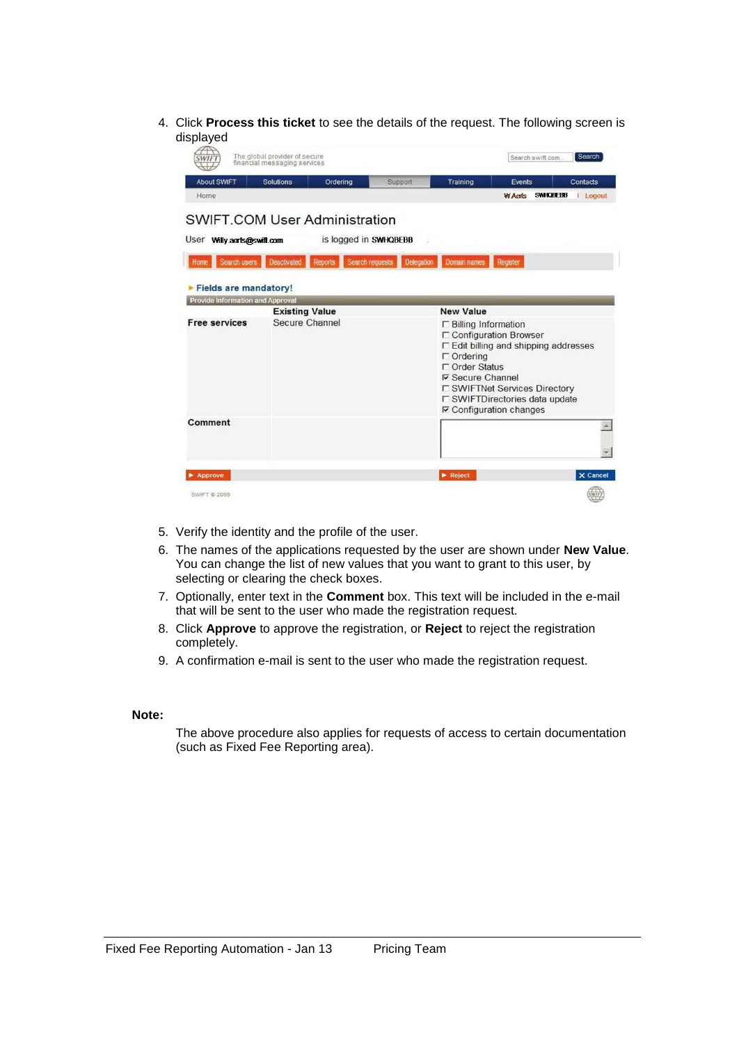4. Click **Process this ticket** to see the details of the request. The following screen is displayed

SWIFT — The global provider of secure financial messaging services

About SWIFT | Solutions | Ordering | Support | Training | Events | Contacts

Home — W.Aarts SWHQBEBB | Logout

SWIFT.COM User Administration

User Willy.aarts@swift.com is logged in SWHQBEBB

Home | Search users | Deactivated | Reports | Search requests | Delegation | Domain names | Register

▸ Fields are mandatory!

Provide Information and Approval

| | Existing Value | New Value |
|---|---|---|
| **Free services** | Secure Channel | ☐ Billing Information<br>☐ Configuration Browser<br>☐ Edit billing and shipping addresses<br>☐ Ordering<br>☐ Order Status<br>☑ Secure Channel<br>☐ SWIFTNet Services Directory<br>☐ SWIFTDirectories data update<br>☑ Configuration changes |
| **Comment** | | |

▸ Approve | ▸ Reject | ✕ Cancel

SWIFT © 2009

5. Verify the identity and the profile of the user.
6. The names of the applications requested by the user are shown under **New Value**. You can change the list of new values that you want to grant to this user, by selecting or clearing the check boxes.
7. Optionally, enter text in the **Comment** box. This text will be included in the e-mail that will be sent to the user who made the registration request.
8. Click **Approve** to approve the registration, or **Reject** to reject the registration completely.
9. A confirmation e-mail is sent to the user who made the registration request.

**Note:**

The above procedure also applies for requests of access to certain documentation (such as Fixed Fee Reporting area).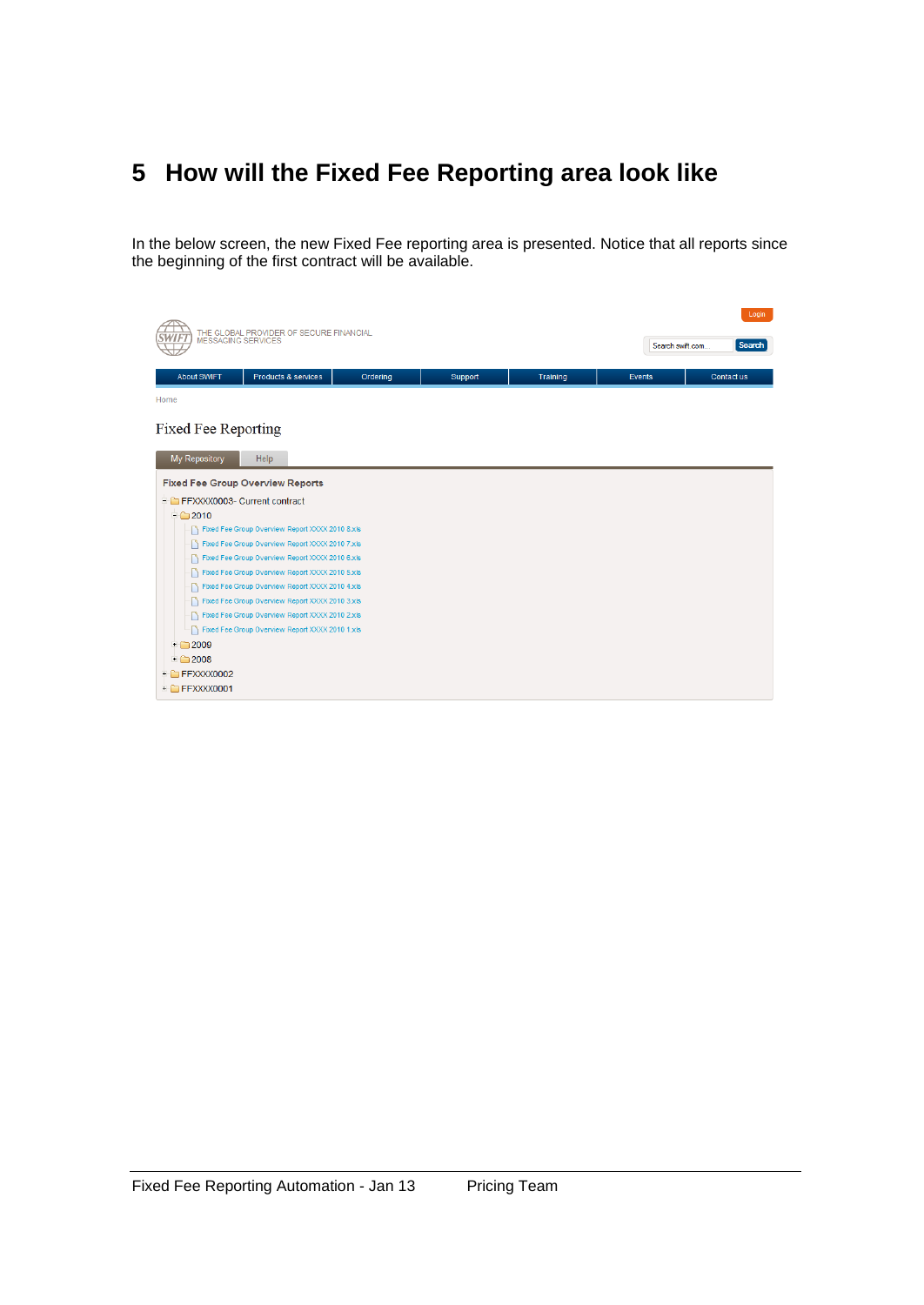# 5 How will the Fixed Fee Reporting area look like

In the below screen, the new Fixed Fee reporting area is presented. Notice that all reports since the beginning of the first contract will be available.

SWIFT — THE GLOBAL PROVIDER OF SECURE FINANCIAL MESSAGING SERVICES

Login

Search swift.com... Search

About SWIFT | Products & services | Ordering | Support | Training | Events | Contact us

Home

Fixed Fee Reporting

My Repository | Help

**Fixed Fee Group Overview Reports**

- FFXXXX0003- Current contract
  - 2010
    - Fixed Fee Group Overview Report XXXX 2010 8.xls
    - Fixed Fee Group Overview Report XXXX 2010 7.xls
    - Fixed Fee Group Overview Report XXXX 2010 6.xls
    - Fixed Fee Group Overview Report XXXX 2010 5.xls
    - Fixed Fee Group Overview Report XXXX 2010 4.xls
    - Fixed Fee Group Overview Report XXXX 2010 3.xls
    - Fixed Fee Group Overview Report XXXX 2010 2.xls
    - Fixed Fee Group Overview Report XXXX 2010 1.xls
  - 2009
  - 2008
- FFXXXX0002
- FFXXXX0001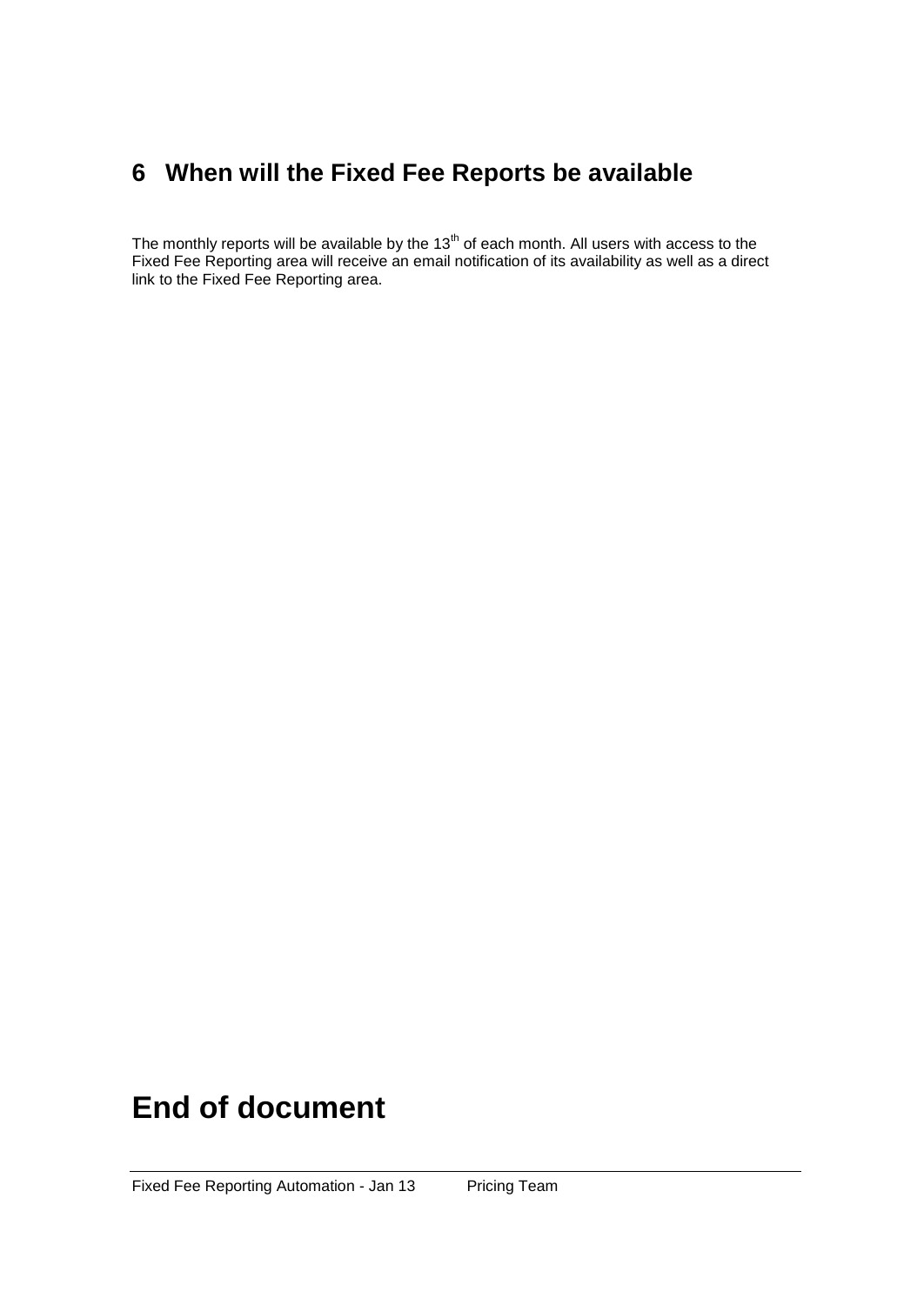## 6 When will the Fixed Fee Reports be available

The monthly reports will be available by the 13th of each month. All users with access to the Fixed Fee Reporting area will receive an email notification of its availability as well as a direct link to the Fixed Fee Reporting area.

# End of document